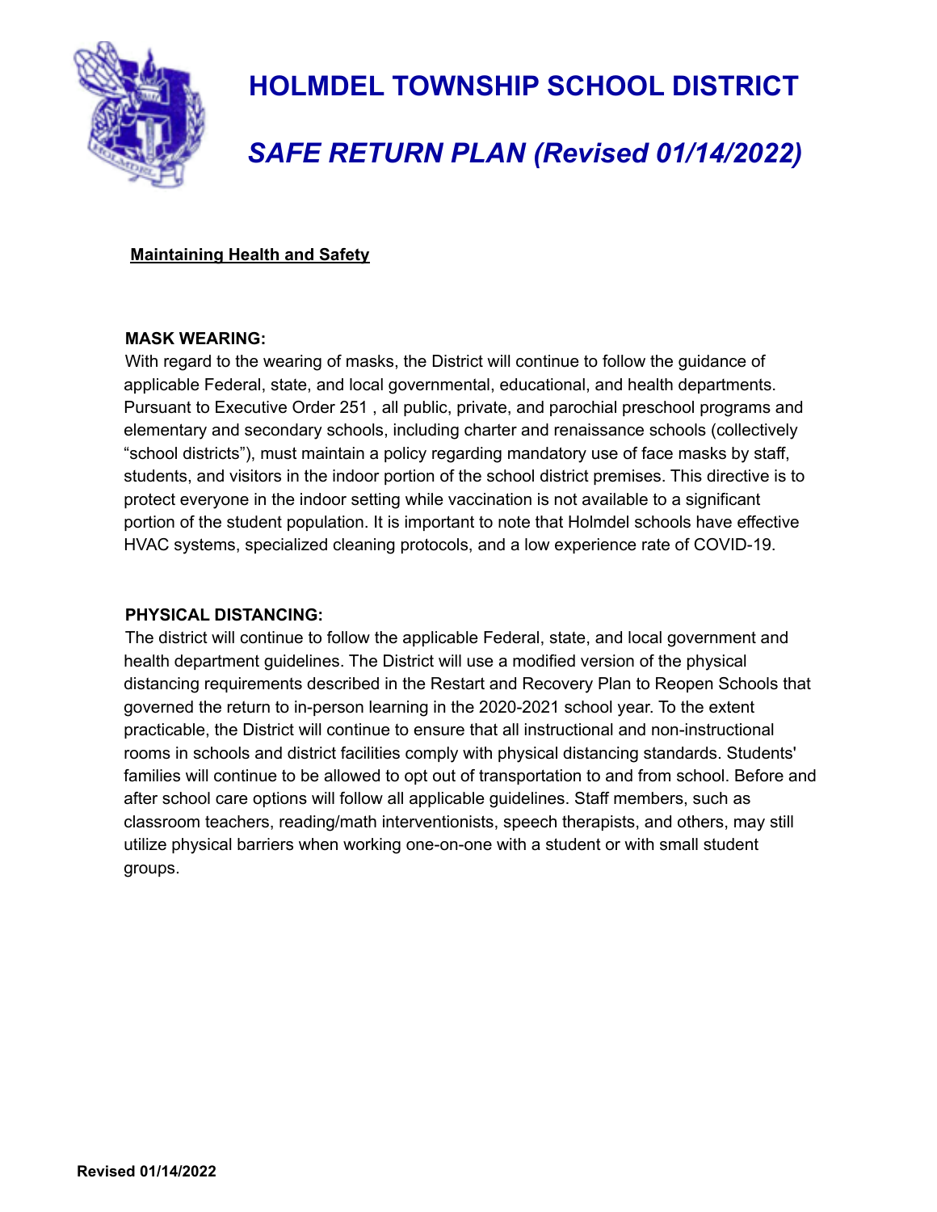# HOLMDEL TOWNSHIP SCHOOL DISTRICT

## *SAFE RETURN PLAN (Revised 01/14/2022)*

**<u>Maintaining Health and Safety</u>**

**MASK WEARING:**

With regard to the wearing of masks, the District will continue to follow the guidance of applicable Federal, state, and local governmental, educational, and health departments. Pursuant to Executive Order 251 , all public, private, and parochial preschool programs and elementary and secondary schools, including charter and renaissance schools (collectively "school districts"), must maintain a policy regarding mandatory use of face masks by staff, students, and visitors in the indoor portion of the school district premises. This directive is to protect everyone in the indoor setting while vaccination is not available to a significant portion of the student population. It is important to note that Holmdel schools have effective HVAC systems, specialized cleaning protocols, and a low experience rate of COVID-19.

**PHYSICAL DISTANCING:**

The district will continue to follow the applicable Federal, state, and local government and health department guidelines. The District will use a modified version of the physical distancing requirements described in the Restart and Recovery Plan to Reopen Schools that governed the return to in-person learning in the 2020-2021 school year. To the extent practicable, the District will continue to ensure that all instructional and non-instructional rooms in schools and district facilities comply with physical distancing standards. Students' families will continue to be allowed to opt out of transportation to and from school. Before and after school care options will follow all applicable guidelines. Staff members, such as classroom teachers, reading/math interventionists, speech therapists, and others, may still utilize physical barriers when working one-on-one with a student or with small student groups.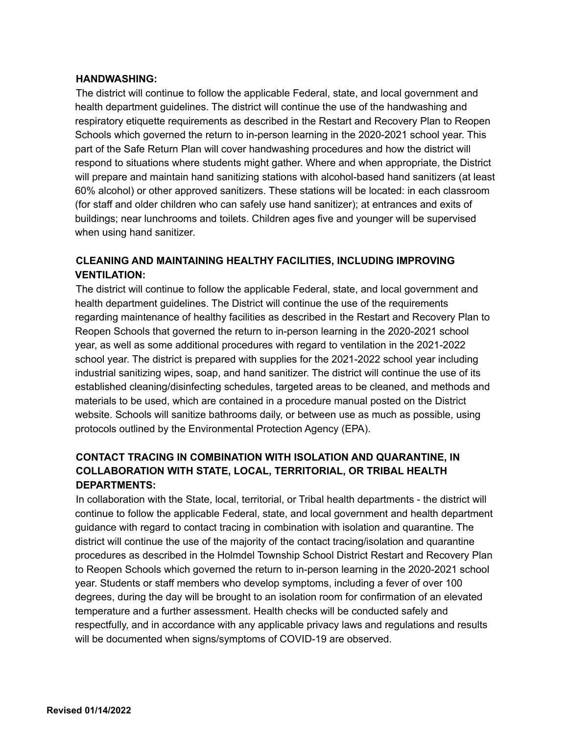**HANDWASHING:**

The district will continue to follow the applicable Federal, state, and local government and health department guidelines. The district will continue the use of the handwashing and respiratory etiquette requirements as described in the Restart and Recovery Plan to Reopen Schools which governed the return to in-person learning in the 2020-2021 school year. This part of the Safe Return Plan will cover handwashing procedures and how the district will respond to situations where students might gather. Where and when appropriate, the District will prepare and maintain hand sanitizing stations with alcohol-based hand sanitizers (at least 60% alcohol) or other approved sanitizers. These stations will be located: in each classroom (for staff and older children who can safely use hand sanitizer); at entrances and exits of buildings; near lunchrooms and toilets. Children ages five and younger will be supervised when using hand sanitizer.

**CLEANING AND MAINTAINING HEALTHY FACILITIES, INCLUDING IMPROVING VENTILATION:**

The district will continue to follow the applicable Federal, state, and local government and health department guidelines. The District will continue the use of the requirements regarding maintenance of healthy facilities as described in the Restart and Recovery Plan to Reopen Schools that governed the return to in-person learning in the 2020-2021 school year, as well as some additional procedures with regard to ventilation in the 2021-2022 school year. The district is prepared with supplies for the 2021-2022 school year including industrial sanitizing wipes, soap, and hand sanitizer. The district will continue the use of its established cleaning/disinfecting schedules, targeted areas to be cleaned, and methods and materials to be used, which are contained in a procedure manual posted on the District website. Schools will sanitize bathrooms daily, or between use as much as possible, using protocols outlined by the Environmental Protection Agency (EPA).

**CONTACT TRACING IN COMBINATION WITH ISOLATION AND QUARANTINE, IN COLLABORATION WITH STATE, LOCAL, TERRITORIAL, OR TRIBAL HEALTH DEPARTMENTS:**

In collaboration with the State, local, territorial, or Tribal health departments - the district will continue to follow the applicable Federal, state, and local government and health department guidance with regard to contact tracing in combination with isolation and quarantine. The district will continue the use of the majority of the contact tracing/isolation and quarantine procedures as described in the Holmdel Township School District Restart and Recovery Plan to Reopen Schools which governed the return to in-person learning in the 2020-2021 school year. Students or staff members who develop symptoms, including a fever of over 100 degrees, during the day will be brought to an isolation room for confirmation of an elevated temperature and a further assessment. Health checks will be conducted safely and respectfully, and in accordance with any applicable privacy laws and regulations and results will be documented when signs/symptoms of COVID-19 are observed.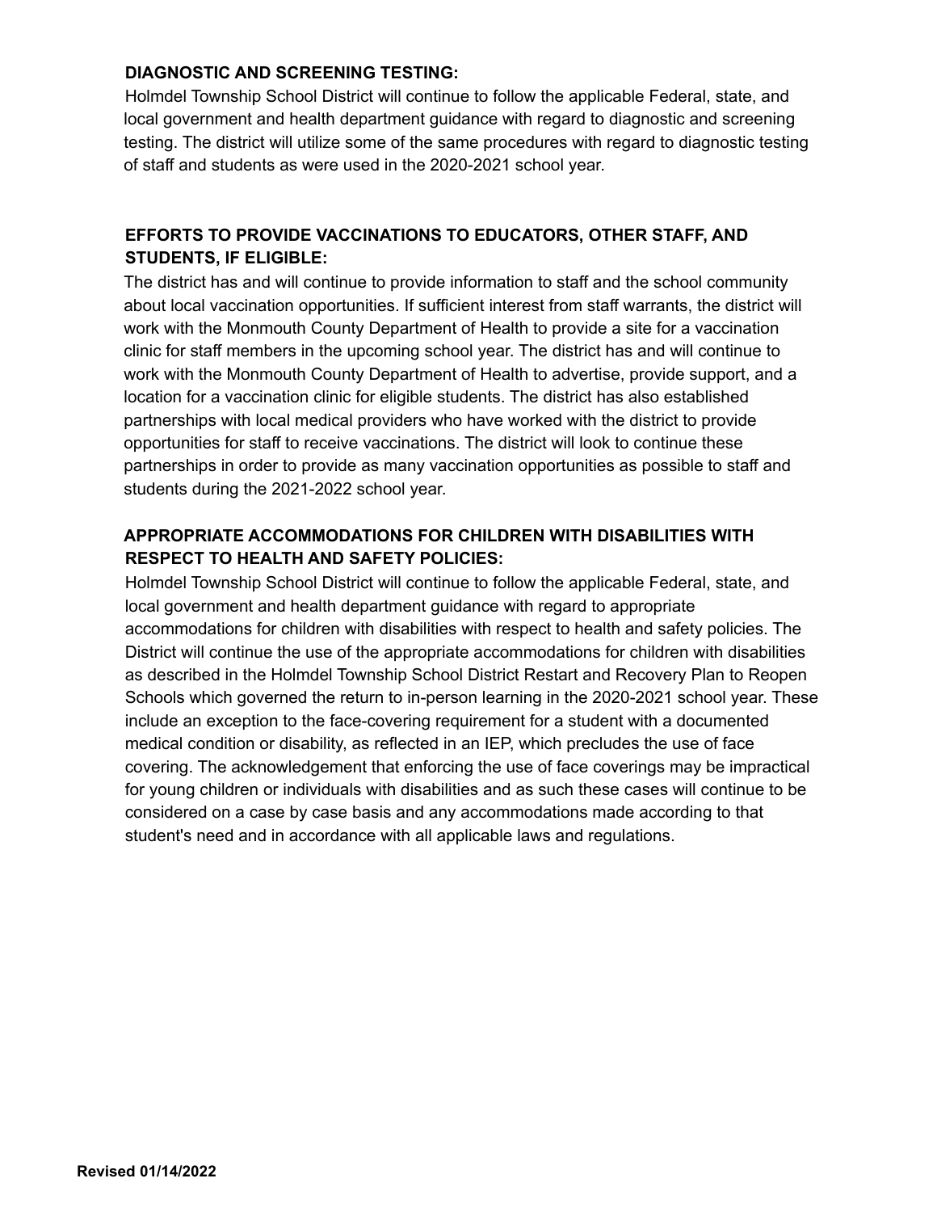**DIAGNOSTIC AND SCREENING TESTING:**

Holmdel Township School District will continue to follow the applicable Federal, state, and local government and health department guidance with regard to diagnostic and screening testing. The district will utilize some of the same procedures with regard to diagnostic testing of staff and students as were used in the 2020-2021 school year.

**EFFORTS TO PROVIDE VACCINATIONS TO EDUCATORS, OTHER STAFF, AND STUDENTS, IF ELIGIBLE:**

The district has and will continue to provide information to staff and the school community about local vaccination opportunities. If sufficient interest from staff warrants, the district will work with the Monmouth County Department of Health to provide a site for a vaccination clinic for staff members in the upcoming school year. The district has and will continue to work with the Monmouth County Department of Health to advertise, provide support, and a location for a vaccination clinic for eligible students. The district has also established partnerships with local medical providers who have worked with the district to provide opportunities for staff to receive vaccinations. The district will look to continue these partnerships in order to provide as many vaccination opportunities as possible to staff and students during the 2021-2022 school year.

**APPROPRIATE ACCOMMODATIONS FOR CHILDREN WITH DISABILITIES WITH RESPECT TO HEALTH AND SAFETY POLICIES:**

Holmdel Township School District will continue to follow the applicable Federal, state, and local government and health department guidance with regard to appropriate accommodations for children with disabilities with respect to health and safety policies. The District will continue the use of the appropriate accommodations for children with disabilities as described in the Holmdel Township School District Restart and Recovery Plan to Reopen Schools which governed the return to in-person learning in the 2020-2021 school year. These include an exception to the face-covering requirement for a student with a documented medical condition or disability, as reflected in an IEP, which precludes the use of face covering. The acknowledgement that enforcing the use of face coverings may be impractical for young children or individuals with disabilities and as such these cases will continue to be considered on a case by case basis and any accommodations made according to that student's need and in accordance with all applicable laws and regulations.

**Revised 01/14/2022**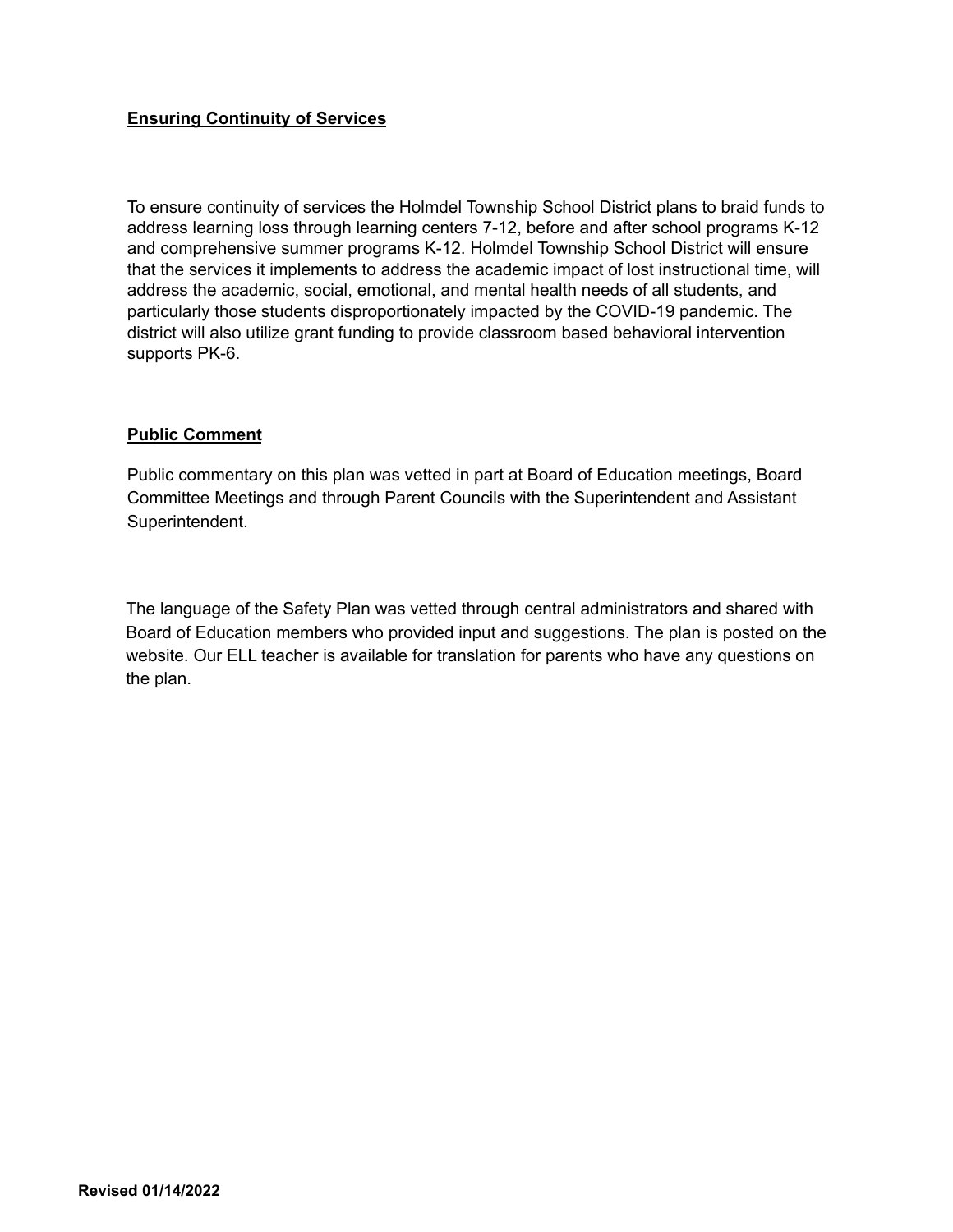## Ensuring Continuity of Services

To ensure continuity of services the Holmdel Township School District plans to braid funds to address learning loss through learning centers 7-12, before and after school programs K-12 and comprehensive summer programs K-12. Holmdel Township School District will ensure that the services it implements to address the academic impact of lost instructional time, will address the academic, social, emotional, and mental health needs of all students, and particularly those students disproportionately impacted by the COVID-19 pandemic. The district will also utilize grant funding to provide classroom based behavioral intervention supports PK-6.

## Public Comment

Public commentary on this plan was vetted in part at Board of Education meetings, Board Committee Meetings and through Parent Councils with the Superintendent and Assistant Superintendent.

The language of the Safety Plan was vetted through central administrators and shared with Board of Education members who provided input and suggestions. The plan is posted on the website. Our ELL teacher is available for translation for parents who have any questions on the plan.

**Revised 01/14/2022**